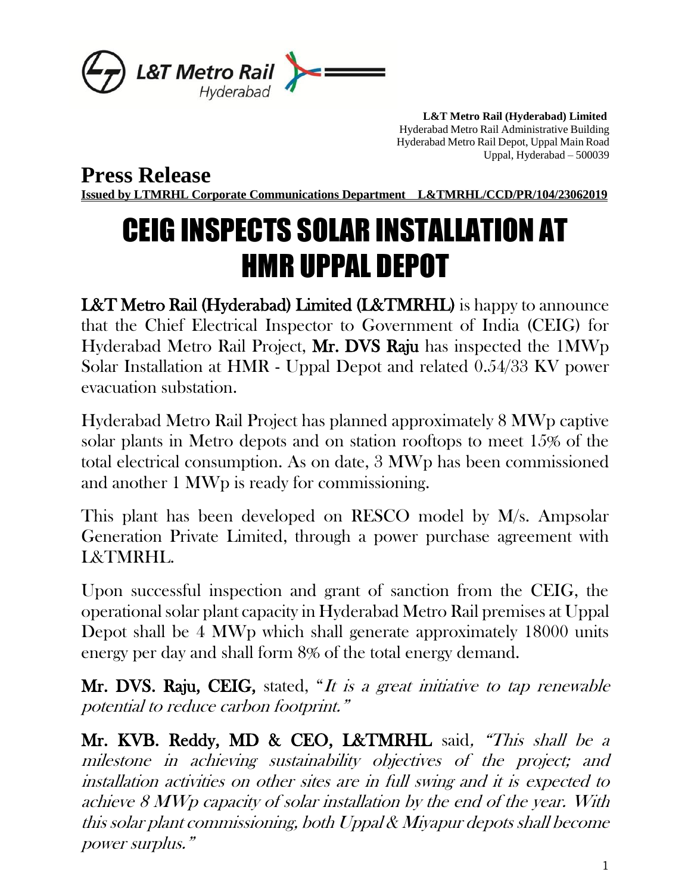**L&T Metro Rail (Hyderabad) Limited**
Hyderabad Metro Rail Administrative Building
Hyderabad Metro Rail Depot, Uppal Main Road
Uppal, Hyderabad – 500039

## Press Release

**Issued by LTMRHL Corporate Communications Department L&TMRHL/CCD/PR/104/23062019**

# CEIG INSPECTS SOLAR INSTALLATION AT HMR UPPAL DEPOT

**L&T Metro Rail (Hyderabad) Limited (L&TMRHL)** is happy to announce that the Chief Electrical Inspector to Government of India (CEIG) for Hyderabad Metro Rail Project, **Mr. DVS Raju** has inspected the 1MWp Solar Installation at HMR - Uppal Depot and related 0.54/33 KV power evacuation substation.

Hyderabad Metro Rail Project has planned approximately 8 MWp captive solar plants in Metro depots and on station rooftops to meet 15% of the total electrical consumption. As on date, 3 MWp has been commissioned and another 1 MWp is ready for commissioning.

This plant has been developed on RESCO model by M/s. Ampsolar Generation Private Limited, through a power purchase agreement with L&TMRHL.

Upon successful inspection and grant of sanction from the CEIG, the operational solar plant capacity in Hyderabad Metro Rail premises at Uppal Depot shall be 4 MWp which shall generate approximately 18000 units energy per day and shall form 8% of the total energy demand.

**Mr. DVS. Raju, CEIG,** stated, "*It is a great initiative to tap renewable potential to reduce carbon footprint.*"

**Mr. KVB. Reddy, MD & CEO, L&TMRHL** said, *"This shall be a milestone in achieving sustainability objectives of the project; and installation activities on other sites are in full swing and it is expected to achieve 8 MWp capacity of solar installation by the end of the year. With this solar plant commissioning, both Uppal & Miyapur depots shall become power surplus."*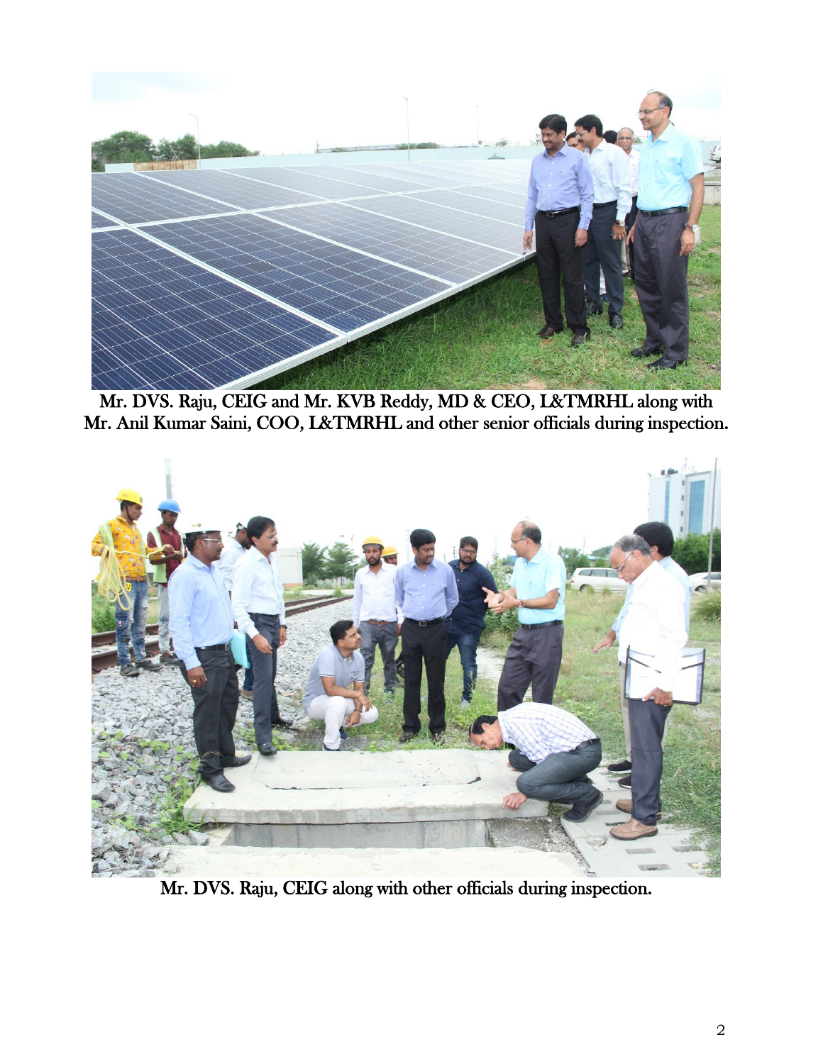Mr. DVS. Raju, CEIG and Mr. KVB Reddy, MD & CEO, L&TMRHL along with Mr. Anil Kumar Saini, COO, L&TMRHL and other senior officials during inspection.

Mr. DVS. Raju, CEIG along with other officials during inspection.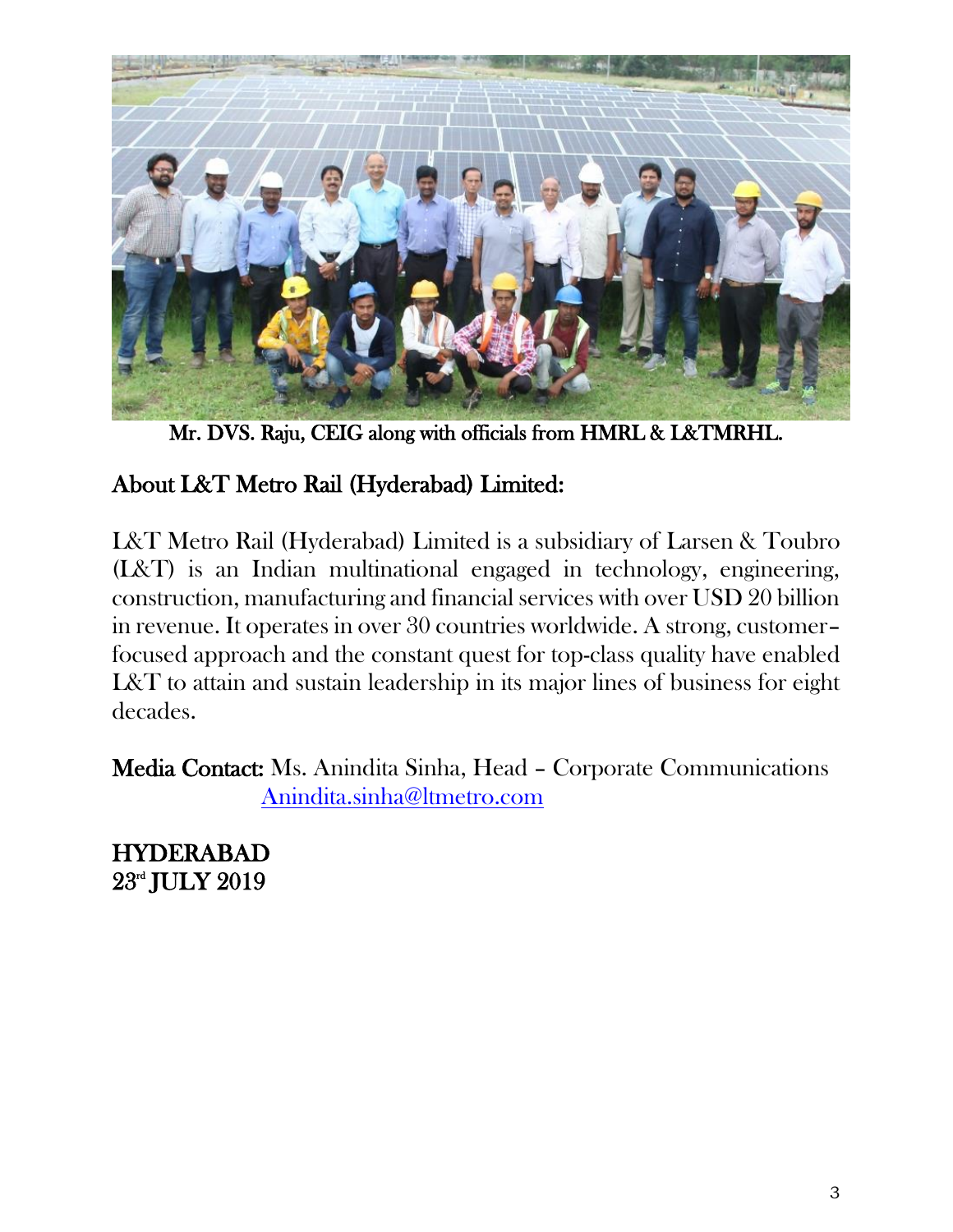Mr. DVS. Raju, CEIG along with officials from HMRL & L&TMRHL.

## About L&T Metro Rail (Hyderabad) Limited:

L&T Metro Rail (Hyderabad) Limited is a subsidiary of Larsen & Toubro (L&T) is an Indian multinational engaged in technology, engineering, construction, manufacturing and financial services with over USD 20 billion in revenue. It operates in over 30 countries worldwide. A strong, customer–focused approach and the constant quest for top-class quality have enabled L&T to attain and sustain leadership in its major lines of business for eight decades.

**Media Contact:** Ms. Anindita Sinha, Head – Corporate Communications
Anindita.sinha@ltmetro.com

**HYDERABAD**
**23rd JULY 2019**